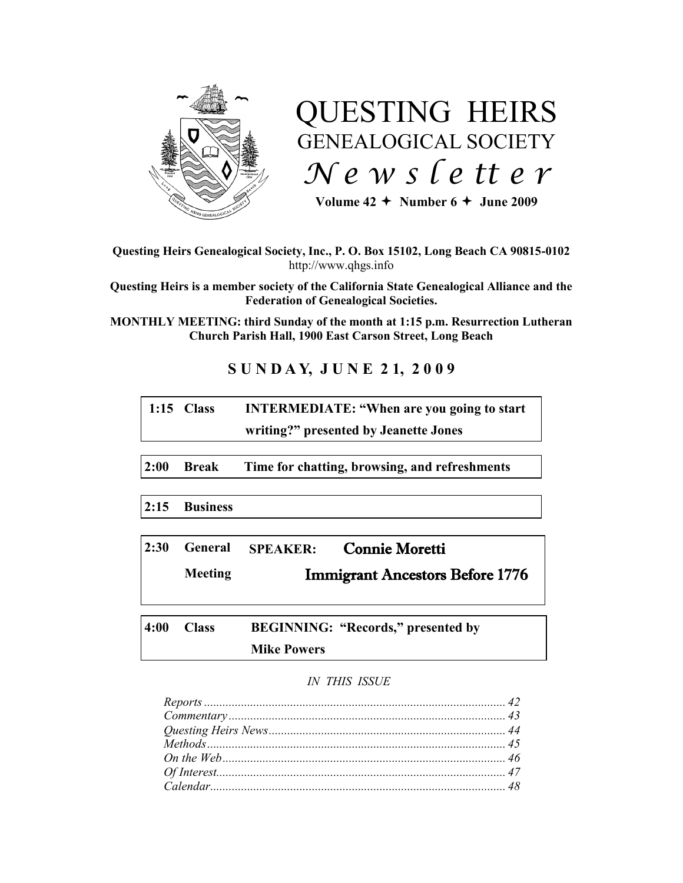# QUESTING HEIRS

## GENEALOGICAL SOCIETY

## *Newsletter*

**Volume 42 ✦ Number 6 ✦ June 2009**

**Questing Heirs Genealogical Society, Inc., P. O. Box 15102, Long Beach CA 90815-0102**
http://www.qhgs.info

**Questing Heirs is a member society of the California State Genealogical Alliance and the Federation of Genealogical Societies.**

**MONTHLY MEETING: third Sunday of the month at 1:15 p.m. Resurrection Lutheran Church Parish Hall, 1900 East Carson Street, Long Beach**

## SUNDAY, JUNE 21, 2009

| | | |
|---|---|---|
| **1:15** | **Class** | **INTERMEDIATE: "When are you going to start writing?" presented by Jeanette Jones** |
| **2:00** | **Break** | **Time for chatting, browsing, and refreshments** |
| **2:15** | **Business** | |
| **2:30** | **General Meeting** | **SPEAKER: Connie Moretti — Immigrant Ancestors Before 1776** |
| **4:00** | **Class** | **BEGINNING: "Records," presented by Mike Powers** |

*IN THIS ISSUE*

*Reports* ........ 42
*Commentary* ........ 43
*Questing Heirs News* ........ 44
*Methods* ........ 45
*On the Web* ........ 46
*Of Interest* ........ 47
*Calendar* ........ 48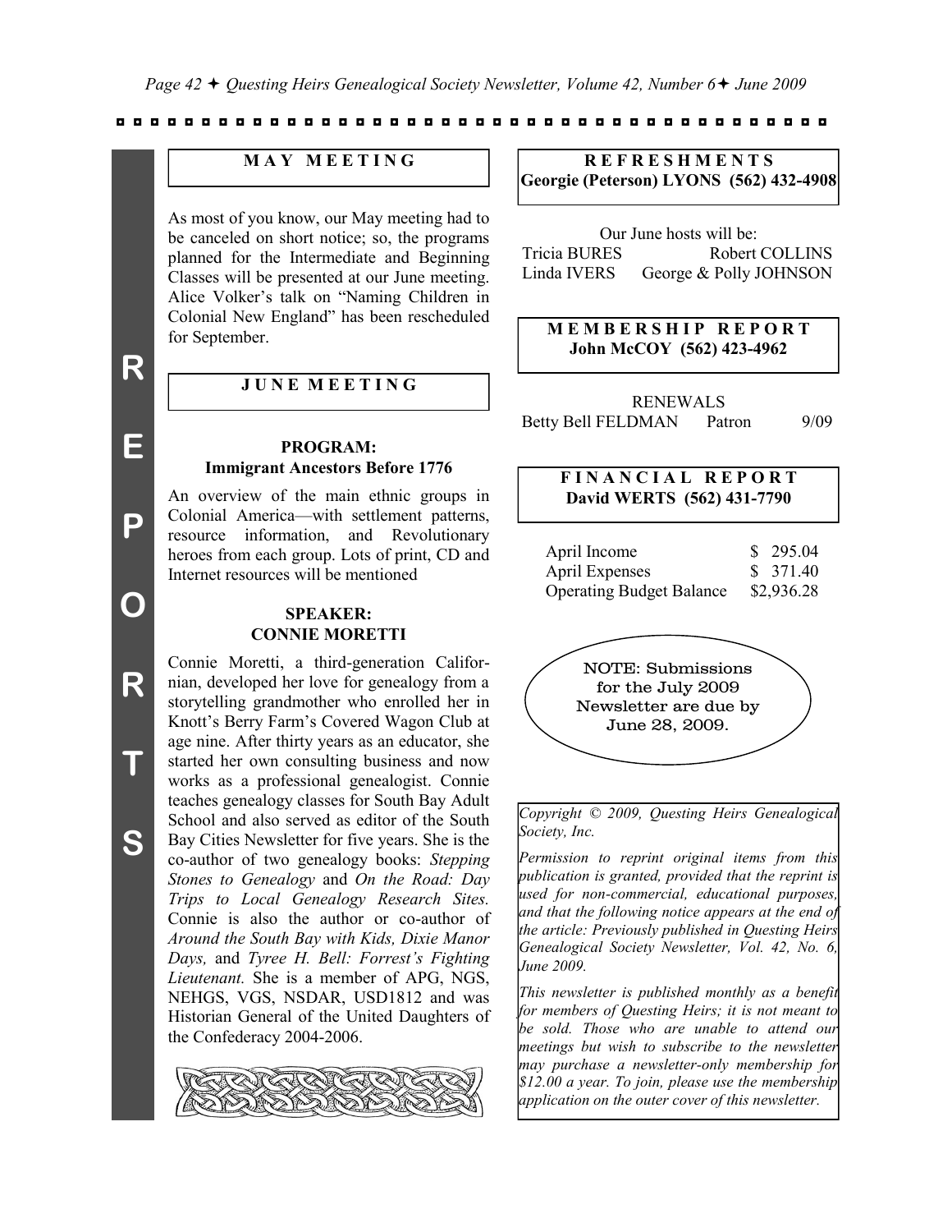## MAY MEETING

As most of you know, our May meeting had to be canceled on short notice; so, the programs planned for the Intermediate and Beginning Classes will be presented at our June meeting. Alice Volker's talk on "Naming Children in Colonial New England" has been rescheduled for September.

## JUNE MEETING

### PROGRAM: Immigrant Ancestors Before 1776

An overview of the main ethnic groups in Colonial America—with settlement patterns, resource information, and Revolutionary heroes from each group. Lots of print, CD and Internet resources will be mentioned

### SPEAKER: CONNIE MORETTI

Connie Moretti, a third-generation Californian, developed her love for genealogy from a storytelling grandmother who enrolled her in Knott's Berry Farm's Covered Wagon Club at age nine. After thirty years as an educator, she started her own consulting business and now works as a professional genealogist. Connie teaches genealogy classes for South Bay Adult School and also served as editor of the South Bay Cities Newsletter for five years. She is the co-author of two genealogy books: *Stepping Stones to Genealogy* and *On the Road: Day Trips to Local Genealogy Research Sites.* Connie is also the author or co-author of *Around the South Bay with Kids, Dixie Manor Days,* and *Tyree H. Bell: Forrest's Fighting Lieutenant.* She is a member of APG, NGS, NEHGS, VGS, NSDAR, USD1812 and was Historian General of the United Daughters of the Confederacy 2004-2006.

## REFRESHMENTS

**Georgie (Peterson) LYONS (562) 432-4908**

Our June hosts will be:

Tricia BURES, Robert COLLINS, Linda IVERS, George & Polly JOHNSON

## MEMBERSHIP REPORT

**John McCOY (562) 423-4962**

RENEWALS

| Betty Bell FELDMAN | Patron | 9/09 |
|---|---|---|

## FINANCIAL REPORT

**David WERTS (562) 431-7790**

| April Income | $ 295.04 |
|---|---|
| April Expenses | $ 371.40 |
| Operating Budget Balance | $2,936.28 |

NOTE: Submissions for the July 2009 Newsletter are due by June 28, 2009.

*Copyright © 2009, Questing Heirs Genealogical Society, Inc.*

*Permission to reprint original items from this publication is granted, provided that the reprint is used for non-commercial, educational purposes, and that the following notice appears at the end of the article: Previously published in Questing Heirs Genealogical Society Newsletter, Vol. 42, No. 6, June 2009.*

*This newsletter is published monthly as a benefit for members of Questing Heirs; it is not meant to be sold. Those who are unable to attend our meetings but wish to subscribe to the newsletter may purchase a newsletter-only membership for $12.00 a year. To join, please use the membership application on the outer cover of this newsletter.*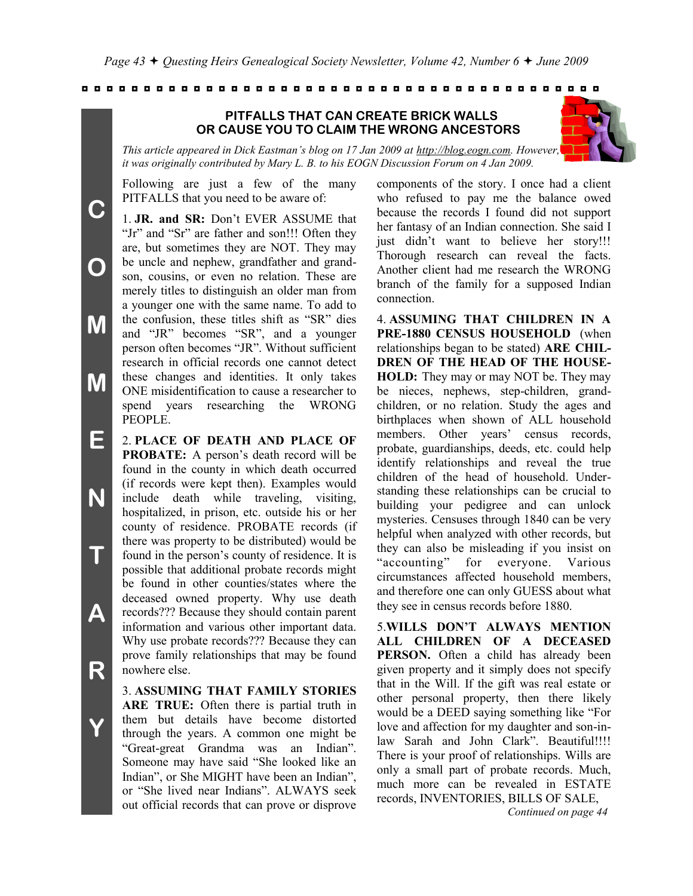## PITFALLS THAT CAN CREATE BRICK WALLS OR CAUSE YOU TO CLAIM THE WRONG ANCESTORS

*This article appeared in Dick Eastman's blog on 17 Jan 2009 at http://blog.eogn.com. However, it was originally contributed by Mary L. B. to his EOGN Discussion Forum on 4 Jan 2009.*

Following are just a few of the many PITFALLS that you need to be aware of:

1. **JR. and SR:** Don't EVER ASSUME that "Jr" and "Sr" are father and son!!! Often they are, but sometimes they are NOT. They may be uncle and nephew, grandfather and grandson, cousins, or even no relation. These are merely titles to distinguish an older man from a younger one with the same name. To add to the confusion, these titles shift as "SR" dies and "JR" becomes "SR", and a younger person often becomes "JR". Without sufficient research in official records one cannot detect these changes and identities. It only takes ONE misidentification to cause a researcher to spend years researching the WRONG PEOPLE.

2. **PLACE OF DEATH AND PLACE OF PROBATE:** A person's death record will be found in the county in which death occurred (if records were kept then). Examples would include death while traveling, visiting, hospitalized, in prison, etc. outside his or her county of residence. PROBATE records (if there was property to be distributed) would be found in the person's county of residence. It is possible that additional probate records might be found in other counties/states where the deceased owned property. Why use death records??? Because they should contain parent information and various other important data. Why use probate records??? Because they can prove family relationships that may be found nowhere else.

3. **ASSUMING THAT FAMILY STORIES ARE TRUE:** Often there is partial truth in them but details have become distorted through the years. A common one might be "Great-great Grandma was an Indian". Someone may have said "She looked like an Indian", or She MIGHT have been an Indian", or "She lived near Indians". ALWAYS seek out official records that can prove or disprove components of the story. I once had a client who refused to pay me the balance owed because the records I found did not support her fantasy of an Indian connection. She said I just didn't want to believe her story!!! Thorough research can reveal the facts. Another client had me research the WRONG branch of the family for a supposed Indian connection.

4. **ASSUMING THAT CHILDREN IN A PRE-1880 CENSUS HOUSEHOLD** (when relationships began to be stated) **ARE CHILDREN OF THE HEAD OF THE HOUSEHOLD:** They may or may NOT be. They may be nieces, nephews, step-children, grandchildren, or no relation. Study the ages and birthplaces when shown of ALL household members. Other years' census records, probate, guardianships, deeds, etc. could help identify relationships and reveal the true children of the head of household. Understanding these relationships can be crucial to building your pedigree and can unlock mysteries. Censuses through 1840 can be very helpful when analyzed with other records, but they can also be misleading if you insist on "accounting" for everyone. Various circumstances affected household members, and therefore one can only GUESS about what they see in census records before 1880.

5. **WILLS DON'T ALWAYS MENTION ALL CHILDREN OF A DECEASED PERSON.** Often a child has already been given property and it simply does not specify that in the Will. If the gift was real estate or other personal property, then there likely would be a DEED saying something like "For love and affection for my daughter and son-in-law Sarah and John Clark". Beautiful!!!! There is your proof of relationships. Wills are only a small part of probate records. Much, much more can be revealed in ESTATE records, INVENTORIES, BILLS OF SALE,

*Continued on page 44*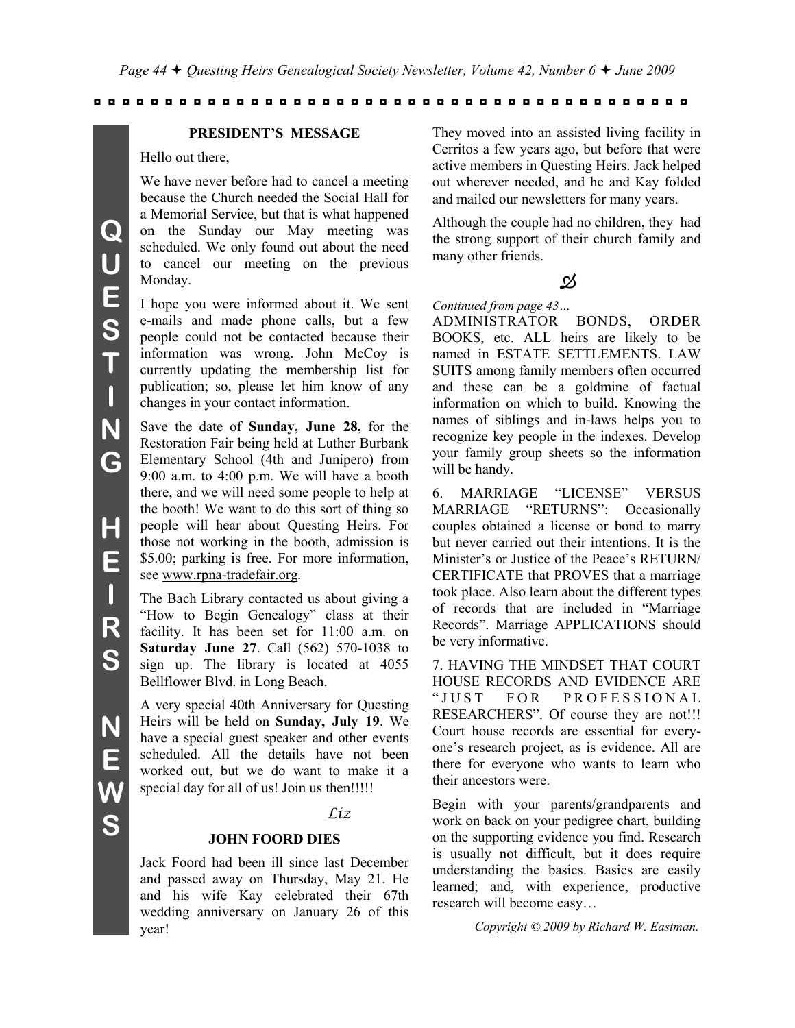## PRESIDENT'S MESSAGE

Hello out there,

We have never before had to cancel a meeting because the Church needed the Social Hall for a Memorial Service, but that is what happened on the Sunday our May meeting was scheduled. We only found out about the need to cancel our meeting on the previous Monday.

I hope you were informed about it. We sent e-mails and made phone calls, but a few people could not be contacted because their information was wrong. John McCoy is currently updating the membership list for publication; so, please let him know of any changes in your contact information.

Save the date of **Sunday, June 28,** for the Restoration Fair being held at Luther Burbank Elementary School (4th and Junipero) from 9:00 a.m. to 4:00 p.m. We will have a booth there, and we will need some people to help at the booth! We want to do this sort of thing so people will hear about Questing Heirs. For those not working in the booth, admission is $5.00; parking is free. For more information, see www.rpna-tradefair.org.

The Bach Library contacted us about giving a "How to Begin Genealogy" class at their facility. It has been set for 11:00 a.m. on **Saturday June 27**. Call (562) 570-1038 to sign up. The library is located at 4055 Bellflower Blvd. in Long Beach.

A very special 40th Anniversary for Questing Heirs will be held on **Sunday, July 19**. We have a special guest speaker and other events scheduled. All the details have not been worked out, but we do want to make it a special day for all of us! Join us then!!!!!

*Liz*

## JOHN FOORD DIES

Jack Foord had been ill since last December and passed away on Thursday, May 21. He and his wife Kay celebrated their 67th wedding anniversary on January 26 of this year!

They moved into an assisted living facility in Cerritos a few years ago, but before that were active members in Questing Heirs. Jack helped out wherever needed, and he and Kay folded and mailed our newsletters for many years.

Although the couple had no children, they had the strong support of their church family and many other friends.

*Continued from page 43…*

ADMINISTRATOR BONDS, ORDER BOOKS, etc. ALL heirs are likely to be named in ESTATE SETTLEMENTS. LAW SUITS among family members often occurred and these can be a goldmine of factual information on which to build. Knowing the names of siblings and in-laws helps you to recognize key people in the indexes. Develop your family group sheets so the information will be handy.

6. MARRIAGE "LICENSE" VERSUS MARRIAGE "RETURNS": Occasionally couples obtained a license or bond to marry but never carried out their intentions. It is the Minister's or Justice of the Peace's RETURN/ CERTIFICATE that PROVES that a marriage took place. Also learn about the different types of records that are included in "Marriage Records". Marriage APPLICATIONS should be very informative.

7. HAVING THE MINDSET THAT COURT HOUSE RECORDS AND EVIDENCE ARE "JUST FOR PROFESSIONAL RESEARCHERS". Of course they are not!!! Court house records are essential for everyone's research project, as is evidence. All are there for everyone who wants to learn who their ancestors were.

Begin with your parents/grandparents and work on back on your pedigree chart, building on the supporting evidence you find. Research is usually not difficult, but it does require understanding the basics. Basics are easily learned; and, with experience, productive research will become easy…

*Copyright © 2009 by Richard W. Eastman.*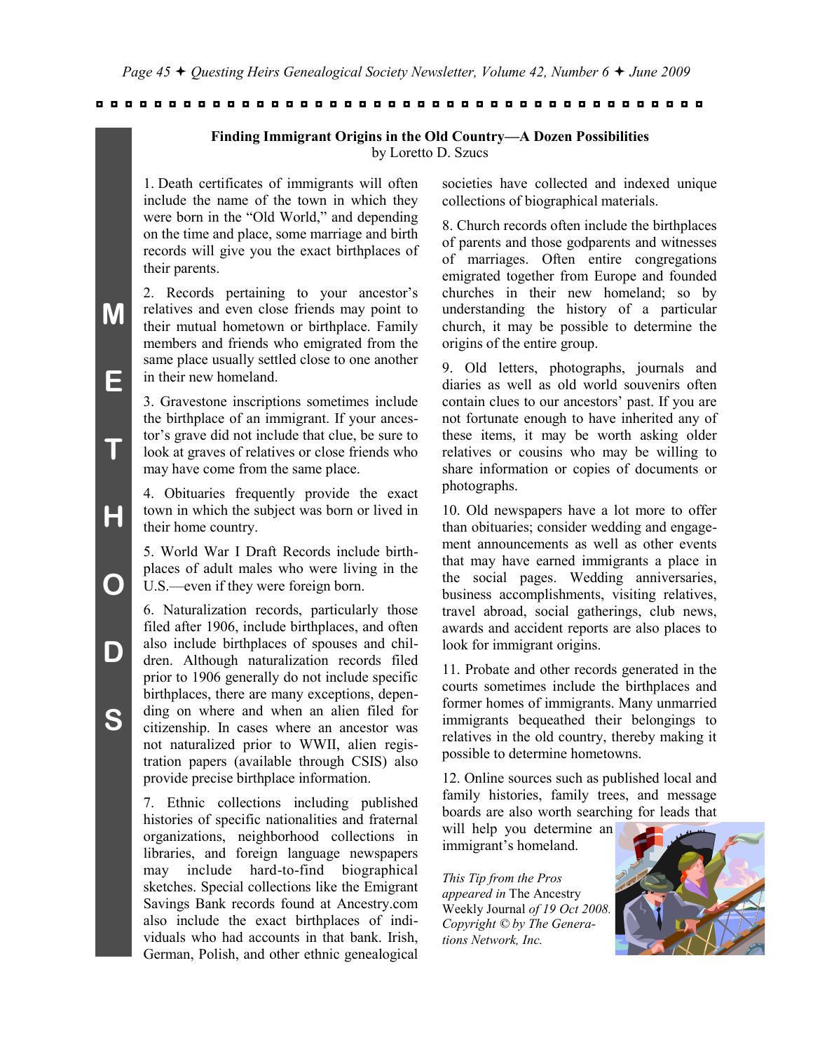**Finding Immigrant Origins in the Old Country—A Dozen Possibilities**
by Loretto D. Szucs

1. Death certificates of immigrants will often include the name of the town in which they were born in the "Old World," and depending on the time and place, some marriage and birth records will give you the exact birthplaces of their parents.

2. Records pertaining to your ancestor's relatives and even close friends may point to their mutual hometown or birthplace. Family members and friends who emigrated from the same place usually settled close to one another in their new homeland.

3. Gravestone inscriptions sometimes include the birthplace of an immigrant. If your ancestor's grave did not include that clue, be sure to look at graves of relatives or close friends who may have come from the same place.

4. Obituaries frequently provide the exact town in which the subject was born or lived in their home country.

5. World War I Draft Records include birthplaces of adult males who were living in the U.S.—even if they were foreign born.

6. Naturalization records, particularly those filed after 1906, include birthplaces, and often also include birthplaces of spouses and children. Although naturalization records filed prior to 1906 generally do not include specific birthplaces, there are many exceptions, depending on where and when an alien filed for citizenship. In cases where an ancestor was not naturalized prior to WWII, alien registration papers (available through CSIS) also provide precise birthplace information.

7. Ethnic collections including published histories of specific nationalities and fraternal organizations, neighborhood collections in libraries, and foreign language newspapers may include hard-to-find biographical sketches. Special collections like the Emigrant Savings Bank records found at Ancestry.com also include the exact birthplaces of individuals who had accounts in that bank. Irish, German, Polish, and other ethnic genealogical societies have collected and indexed unique collections of biographical materials.

8. Church records often include the birthplaces of parents and those godparents and witnesses of marriages. Often entire congregations emigrated together from Europe and founded churches in their new homeland; so by understanding the history of a particular church, it may be possible to determine the origins of the entire group.

9. Old letters, photographs, journals and diaries as well as old world souvenirs often contain clues to our ancestors' past. If you are not fortunate enough to have inherited any of these items, it may be worth asking older relatives or cousins who may be willing to share information or copies of documents or photographs.

10. Old newspapers have a lot more to offer than obituaries; consider wedding and engagement announcements as well as other events that may have earned immigrants a place in the social pages. Wedding anniversaries, business accomplishments, visiting relatives, travel abroad, social gatherings, club news, awards and accident reports are also places to look for immigrant origins.

11. Probate and other records generated in the courts sometimes include the birthplaces and former homes of immigrants. Many unmarried immigrants bequeathed their belongings to relatives in the old country, thereby making it possible to determine hometowns.

12. Online sources such as published local and family histories, family trees, and message boards are also worth searching for leads that will help you determine an immigrant's homeland.

*This Tip from the Pros appeared in* The Ancestry Weekly Journal *of 19 Oct 2008. Copyright © by The Generations Network, Inc.*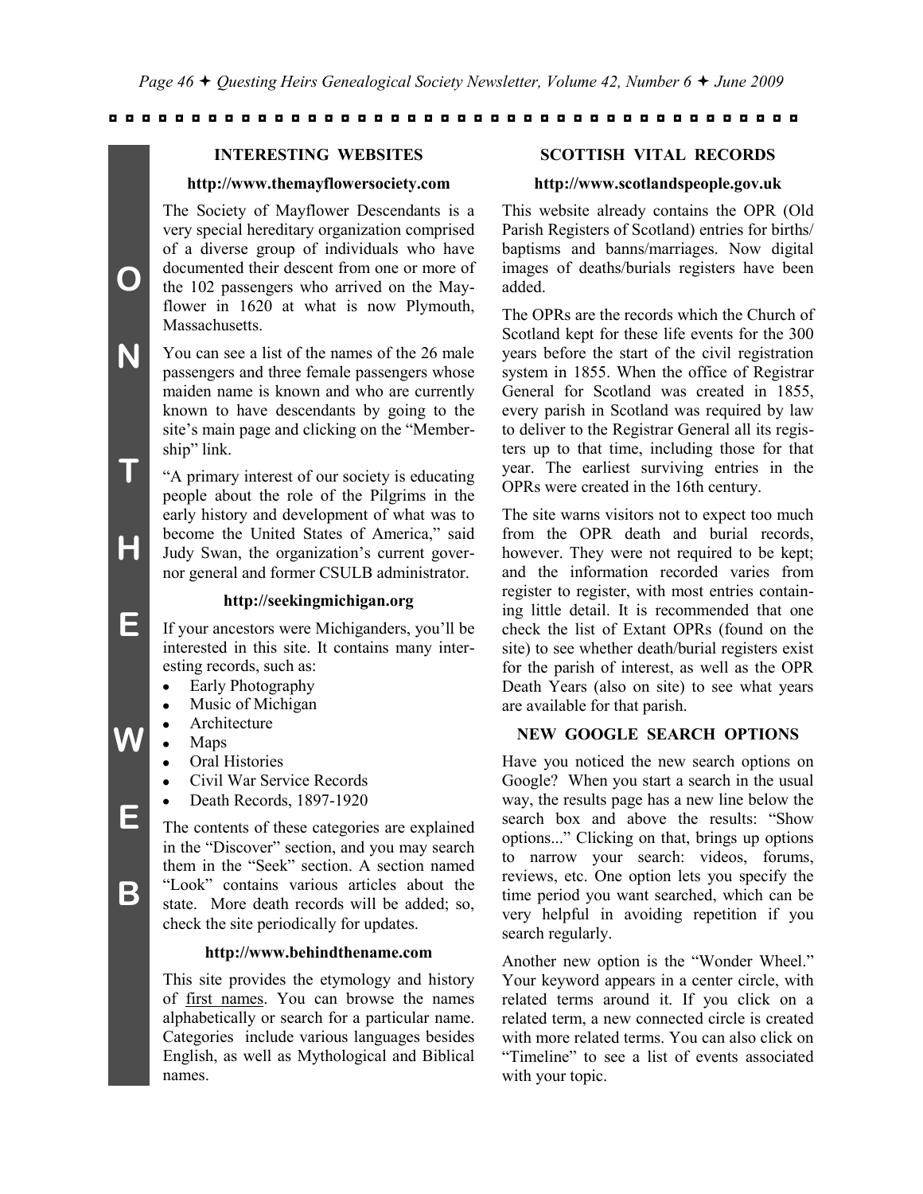## INTERESTING WEBSITES

### http://www.themayflowersociety.com

The Society of Mayflower Descendants is a very special hereditary organization comprised of a diverse group of individuals who have documented their descent from one or more of the 102 passengers who arrived on the Mayflower in 1620 at what is now Plymouth, Massachusetts.

You can see a list of the names of the 26 male passengers and three female passengers whose maiden name is known and who are currently known to have descendants by going to the site's main page and clicking on the "Membership" link.

"A primary interest of our society is educating people about the role of the Pilgrims in the early history and development of what was to become the United States of America," said Judy Swan, the organization's current governor general and former CSULB administrator.

### http://seekingmichigan.org

If your ancestors were Michiganders, you'll be interested in this site. It contains many interesting records, such as:

- Early Photography
- Music of Michigan
- Architecture
- Maps
- Oral Histories
- Civil War Service Records
- Death Records, 1897-1920

The contents of these categories are explained in the "Discover" section, and you may search them in the "Seek" section. A section named "Look" contains various articles about the state. More death records will be added; so, check the site periodically for updates.

### http://www.behindthename.com

This site provides the etymology and history of first names. You can browse the names alphabetically or search for a particular name. Categories include various languages besides English, as well as Mythological and Biblical names.

## SCOTTISH VITAL RECORDS

### http://www.scotlandspeople.gov.uk

This website already contains the OPR (Old Parish Registers of Scotland) entries for births/baptisms and banns/marriages. Now digital images of deaths/burials registers have been added.

The OPRs are the records which the Church of Scotland kept for these life events for the 300 years before the start of the civil registration system in 1855. When the office of Registrar General for Scotland was created in 1855, every parish in Scotland was required by law to deliver to the Registrar General all its registers up to that time, including those for that year. The earliest surviving entries in the OPRs were created in the 16th century.

The site warns visitors not to expect too much from the OPR death and burial records, however. They were not required to be kept; and the information recorded varies from register to register, with most entries containing little detail. It is recommended that one check the list of Extant OPRs (found on the site) to see whether death/burial registers exist for the parish of interest, as well as the OPR Death Years (also on site) to see what years are available for that parish.

## NEW GOOGLE SEARCH OPTIONS

Have you noticed the new search options on Google? When you start a search in the usual way, the results page has a new line below the search box and above the results: "Show options..." Clicking on that, brings up options to narrow your search: videos, forums, reviews, etc. One option lets you specify the time period you want searched, which can be very helpful in avoiding repetition if you search regularly.

Another new option is the "Wonder Wheel." Your keyword appears in a center circle, with related terms around it. If you click on a related term, a new connected circle is created with more related terms. You can also click on "Timeline" to see a list of events associated with your topic.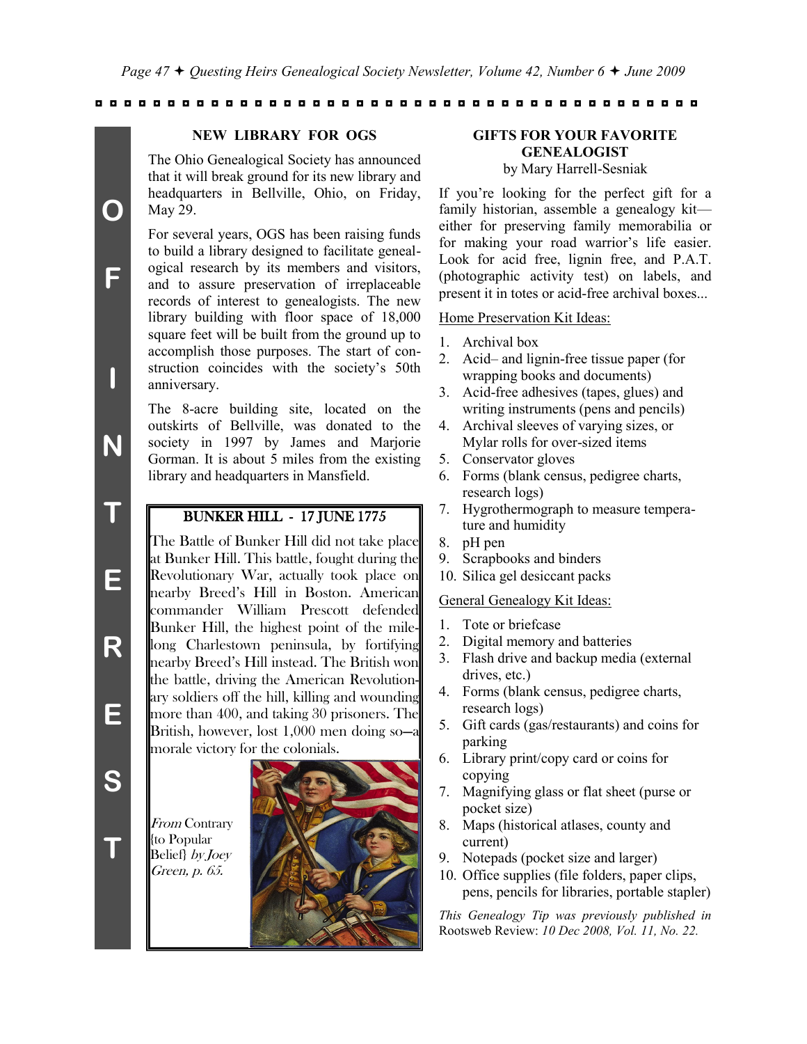OF INTEREST

## NEW LIBRARY FOR OGS

The Ohio Genealogical Society has announced that it will break ground for its new library and headquarters in Bellville, Ohio, on Friday, May 29.

For several years, OGS has been raising funds to build a library designed to facilitate genealogical research by its members and visitors, and to assure preservation of irreplaceable records of interest to genealogists. The new library building with floor space of 18,000 square feet will be built from the ground up to accomplish those purposes. The start of construction coincides with the society's 50th anniversary.

The 8-acre building site, located on the outskirts of Bellville, was donated to the society in 1997 by James and Marjorie Gorman. It is about 5 miles from the existing library and headquarters in Mansfield.

## BUNKER HILL - 17 JUNE 1775

The Battle of Bunker Hill did not take place at Bunker Hill. This battle, fought during the Revolutionary War, actually took place on nearby Breed's Hill in Boston. American commander William Prescott defended Bunker Hill, the highest point of the mile-long Charlestown peninsula, by fortifying nearby Breed's Hill instead. The British won the battle, driving the American Revolutionary soldiers off the hill, killing and wounding more than 400, and taking 30 prisoners. The British, however, lost 1,000 men doing so—a morale victory for the colonials.

*From* Contrary {to Popular Belief} *by Joey Green, p. 65.*

## GIFTS FOR YOUR FAVORITE GENEALOGIST

by Mary Harrell-Sesniak

If you're looking for the perfect gift for a family historian, assemble a genealogy kit—either for preserving family memorabilia or for making your road warrior's life easier. Look for acid free, lignin free, and P.A.T. (photographic activity test) on labels, and present it in totes or acid-free archival boxes...

Home Preservation Kit Ideas:

1. Archival box
2. Acid– and lignin-free tissue paper (for wrapping books and documents)
3. Acid-free adhesives (tapes, glues) and writing instruments (pens and pencils)
4. Archival sleeves of varying sizes, or Mylar rolls for over-sized items
5. Conservator gloves
6. Forms (blank census, pedigree charts, research logs)
7. Hygrothermograph to measure temperature and humidity
8. pH pen
9. Scrapbooks and binders
10. Silica gel desiccant packs

General Genealogy Kit Ideas:

1. Tote or briefcase
2. Digital memory and batteries
3. Flash drive and backup media (external drives, etc.)
4. Forms (blank census, pedigree charts, research logs)
5. Gift cards (gas/restaurants) and coins for parking
6. Library print/copy card or coins for copying
7. Magnifying glass or flat sheet (purse or pocket size)
8. Maps (historical atlases, county and current)
9. Notepads (pocket size and larger)
10. Office supplies (file folders, paper clips, pens, pencils for libraries, portable stapler)

*This Genealogy Tip was previously published in* Rootsweb Review: *10 Dec 2008, Vol. 11, No. 22.*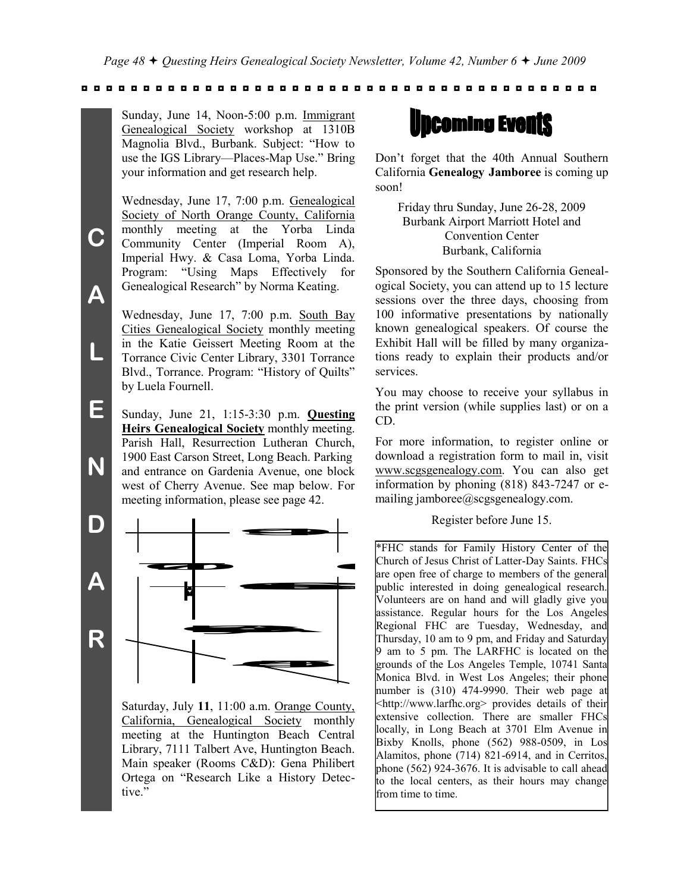**CALENDAR**

Sunday, June 14, Noon-5:00 p.m. Immigrant Genealogical Society workshop at 1310B Magnolia Blvd., Burbank. Subject: "How to use the IGS Library—Places-Map Use." Bring your information and get research help.

Wednesday, June 17, 7:00 p.m. Genealogical Society of North Orange County, California monthly meeting at the Yorba Linda Community Center (Imperial Room A), Imperial Hwy. & Casa Loma, Yorba Linda. Program: "Using Maps Effectively for Genealogical Research" by Norma Keating.

Wednesday, June 17, 7:00 p.m. South Bay Cities Genealogical Society monthly meeting in the Katie Geissert Meeting Room at the Torrance Civic Center Library, 3301 Torrance Blvd., Torrance. Program: "History of Quilts" by Luela Fournell.

Sunday, June 21, 1:15-3:30 p.m. **Questing Heirs Genealogical Society** monthly meeting. Parish Hall, Resurrection Lutheran Church, 1900 East Carson Street, Long Beach. Parking and entrance on Gardenia Avenue, one block west of Cherry Avenue. See map below. For meeting information, please see page 42.

Saturday, July **11**, 11:00 a.m. Orange County, California, Genealogical Society monthly meeting at the Huntington Beach Central Library, 7111 Talbert Ave, Huntington Beach. Main speaker (Rooms C&D): Gena Philibert Ortega on "Research Like a History Detective."

# Upcoming Events

Don't forget that the 40th Annual Southern California **Genealogy Jamboree** is coming up soon!

Friday thru Sunday, June 26-28, 2009
Burbank Airport Marriott Hotel and Convention Center
Burbank, California

Sponsored by the Southern California Genealogical Society, you can attend up to 15 lecture sessions over the three days, choosing from 100 informative presentations by nationally known genealogical speakers. Of course the Exhibit Hall will be filled by many organizations ready to explain their products and/or services.

You may choose to receive your syllabus in the print version (while supplies last) or on a CD.

For more information, to register online or download a registration form to mail in, visit www.scgsgenealogy.com. You can also get information by phoning (818) 843-7247 or e-mailing jamboree@scgsgenealogy.com.

Register before June 15.

*FHC stands for Family History Center of the Church of Jesus Christ of Latter-Day Saints. FHCs are open free of charge to members of the general public interested in doing genealogical research. Volunteers are on hand and will gladly give you assistance. Regular hours for the Los Angeles Regional FHC are Tuesday, Wednesday, and Thursday, 10 am to 9 pm, and Friday and Saturday 9 am to 5 pm. The LARFHC is located on the grounds of the Los Angeles Temple, 10741 Santa Monica Blvd. in West Los Angeles; their phone number is (310) 474-9990. Their web page at <http://www.larfhc.org> provides details of their extensive collection. There are smaller FHCs locally, in Long Beach at 3701 Elm Avenue in Bixby Knolls, phone (562) 988-0509, in Los Alamitos, phone (714) 821-6914, and in Cerritos, phone (562) 924-3676. It is advisable to call ahead to the local centers, as their hours may change from time to time.